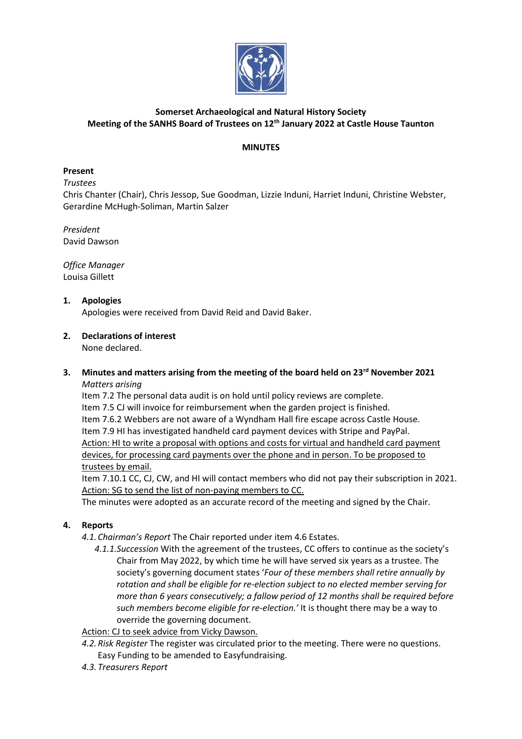**Somerset Archaeological and Natural History Society**
**Meeting of the SANHS Board of Trustees on 12th January 2022 at Castle House Taunton**

**MINUTES**

**Present**

*Trustees*
Chris Chanter (Chair), Chris Jessop, Sue Goodman, Lizzie Induni, Harriet Induni, Christine Webster, Gerardine McHugh-Soliman, Martin Salzer

*President*
David Dawson

*Office Manager*
Louisa Gillett

1. **Apologies**
   Apologies were received from David Reid and David Baker.

2. **Declarations of interest**
   None declared.

3. **Minutes and matters arising from the meeting of the board held on 23rd November 2021**
   *Matters arising*
   Item 7.2 The personal data audit is on hold until policy reviews are complete.
   Item 7.5 CJ will invoice for reimbursement when the garden project is finished.
   Item 7.6.2 Webbers are not aware of a Wyndham Hall fire escape across Castle House.
   Item 7.9 HI has investigated handheld card payment devices with Stripe and PayPal.
   <u>Action: HI to write a proposal with options and costs for virtual and handheld card payment devices, for processing card payments over the phone and in person. To be proposed to trustees by email.</u>
   Item 7.10.1 CC, CJ, CW, and HI will contact members who did not pay their subscription in 2021.
   <u>Action: SG to send the list of non-paying members to CC.</u>
   The minutes were adopted as an accurate record of the meeting and signed by the Chair.

4. **Reports**
   4.1. *Chairman's Report* The Chair reported under item 4.6 Estates.
      4.1.1. *Succession* With the agreement of the trustees, CC offers to continue as the society's Chair from May 2022, by which time he will have served six years as a trustee. The society's governing document states '*Four of these members shall retire annually by rotation and shall be eligible for re-election subject to no elected member serving for more than 6 years consecutively; a fallow period of 12 months shall be required before such members become eligible for re-election.*' It is thought there may be a way to override the governing document.

   <u>Action: CJ to seek advice from Vicky Dawson.</u>

   4.2. *Risk Register* The register was circulated prior to the meeting. There were no questions. Easy Funding to be amended to Easyfundraising.
   4.3. *Treasurers Report*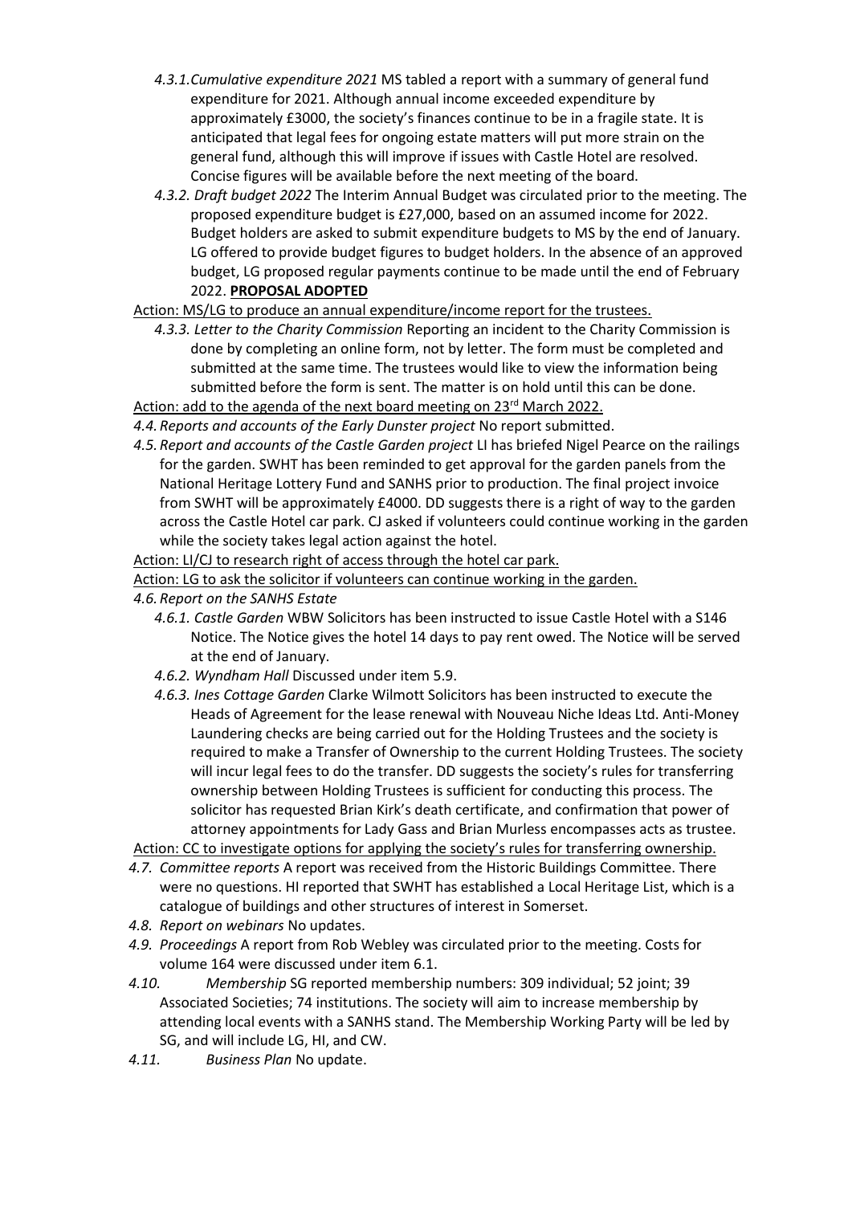- *4.3.1. Cumulative expenditure 2021* MS tabled a report with a summary of general fund expenditure for 2021. Although annual income exceeded expenditure by approximately £3000, the society's finances continue to be in a fragile state. It is anticipated that legal fees for ongoing estate matters will put more strain on the general fund, although this will improve if issues with Castle Hotel are resolved. Concise figures will be available before the next meeting of the board.
- *4.3.2. Draft budget 2022* The Interim Annual Budget was circulated prior to the meeting. The proposed expenditure budget is £27,000, based on an assumed income for 2022. Budget holders are asked to submit expenditure budgets to MS by the end of January. LG offered to provide budget figures to budget holders. In the absence of an approved budget, LG proposed regular payments continue to be made until the end of February 2022. **PROPOSAL ADOPTED**

Action: MS/LG to produce an annual expenditure/income report for the trustees.

- *4.3.3. Letter to the Charity Commission* Reporting an incident to the Charity Commission is done by completing an online form, not by letter. The form must be completed and submitted at the same time. The trustees would like to view the information being submitted before the form is sent. The matter is on hold until this can be done.

Action: add to the agenda of the next board meeting on 23rd March 2022.

*4.4. Reports and accounts of the Early Dunster project* No report submitted.

*4.5. Report and accounts of the Castle Garden project* LI has briefed Nigel Pearce on the railings for the garden. SWHT has been reminded to get approval for the garden panels from the National Heritage Lottery Fund and SANHS prior to production. The final project invoice from SWHT will be approximately £4000. DD suggests there is a right of way to the garden across the Castle Hotel car park. CJ asked if volunteers could continue working in the garden while the society takes legal action against the hotel.

Action: LI/CJ to research right of access through the hotel car park.

Action: LG to ask the solicitor if volunteers can continue working in the garden.

*4.6. Report on the SANHS Estate*

- *4.6.1. Castle Garden* WBW Solicitors has been instructed to issue Castle Hotel with a S146 Notice. The Notice gives the hotel 14 days to pay rent owed. The Notice will be served at the end of January.
- *4.6.2. Wyndham Hall* Discussed under item 5.9.
- *4.6.3. Ines Cottage Garden* Clarke Wilmott Solicitors has been instructed to execute the Heads of Agreement for the lease renewal with Nouveau Niche Ideas Ltd. Anti-Money Laundering checks are being carried out for the Holding Trustees and the society is required to make a Transfer of Ownership to the current Holding Trustees. The society will incur legal fees to do the transfer. DD suggests the society's rules for transferring ownership between Holding Trustees is sufficient for conducting this process. The solicitor has requested Brian Kirk's death certificate, and confirmation that power of attorney appointments for Lady Gass and Brian Murless encompasses acts as trustee.

Action: CC to investigate options for applying the society's rules for transferring ownership.

*4.7. Committee reports* A report was received from the Historic Buildings Committee. There were no questions. HI reported that SWHT has established a Local Heritage List, which is a catalogue of buildings and other structures of interest in Somerset.

*4.8. Report on webinars* No updates.

*4.9. Proceedings* A report from Rob Webley was circulated prior to the meeting. Costs for volume 164 were discussed under item 6.1.

*4.10. Membership* SG reported membership numbers: 309 individual; 52 joint; 39 Associated Societies; 74 institutions. The society will aim to increase membership by attending local events with a SANHS stand. The Membership Working Party will be led by SG, and will include LG, HI, and CW.

*4.11. Business Plan* No update.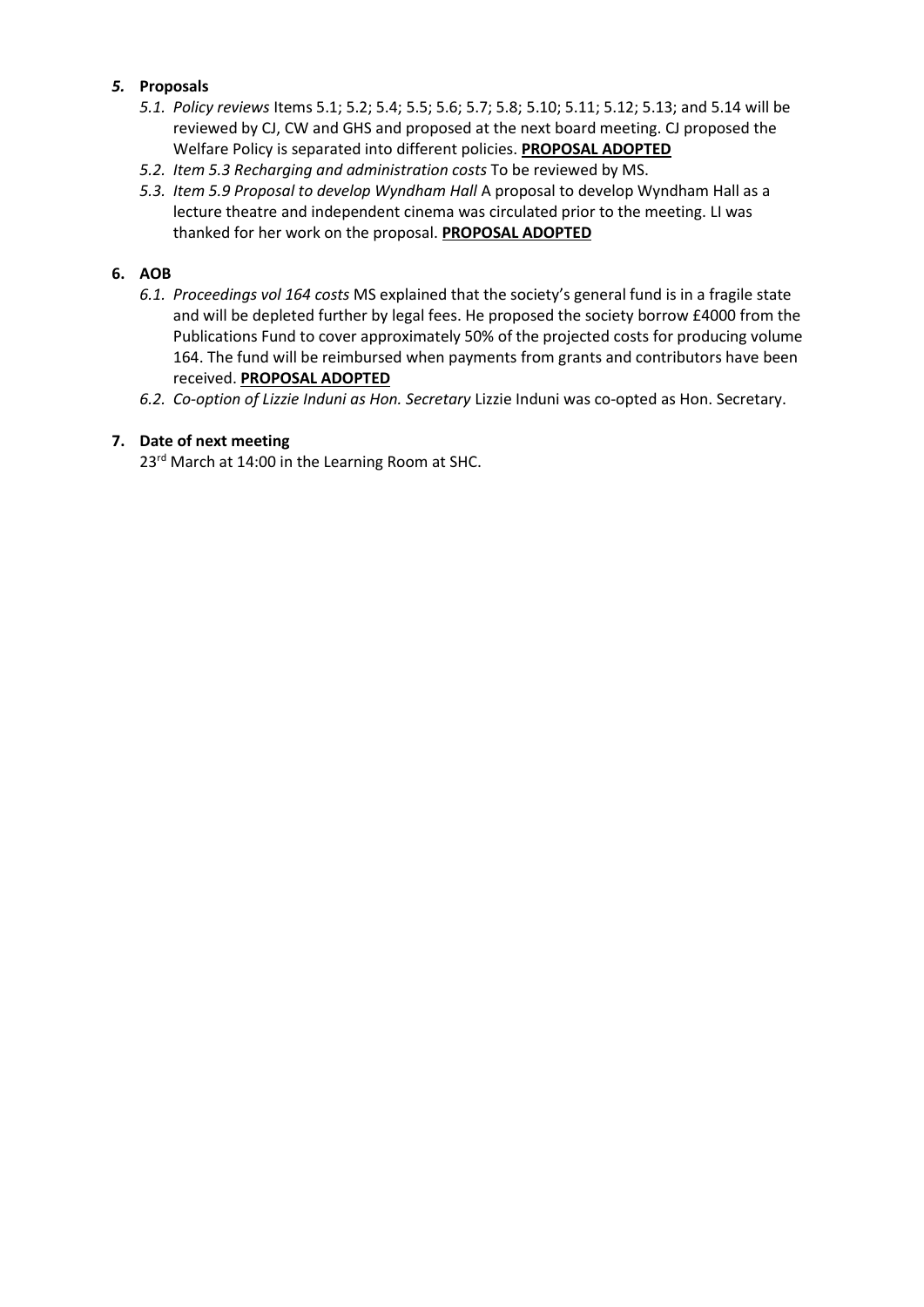5. **Proposals**

   5.1. *Policy reviews* Items 5.1; 5.2; 5.4; 5.5; 5.6; 5.7; 5.8; 5.10; 5.11; 5.12; 5.13; and 5.14 will be reviewed by CJ, CW and GHS and proposed at the next board meeting. CJ proposed the Welfare Policy is separated into different policies. **PROPOSAL ADOPTED**

   5.2. *Item 5.3 Recharging and administration costs* To be reviewed by MS.

   5.3. *Item 5.9 Proposal to develop Wyndham Hall* A proposal to develop Wyndham Hall as a lecture theatre and independent cinema was circulated prior to the meeting. LI was thanked for her work on the proposal. **PROPOSAL ADOPTED**

6. **AOB**

   6.1. *Proceedings vol 164 costs* MS explained that the society's general fund is in a fragile state and will be depleted further by legal fees. He proposed the society borrow £4000 from the Publications Fund to cover approximately 50% of the projected costs for producing volume 164. The fund will be reimbursed when payments from grants and contributors have been received. **PROPOSAL ADOPTED**

   6.2. *Co-option of Lizzie Induni as Hon. Secretary* Lizzie Induni was co-opted as Hon. Secretary.

7. **Date of next meeting**

   23rd March at 14:00 in the Learning Room at SHC.